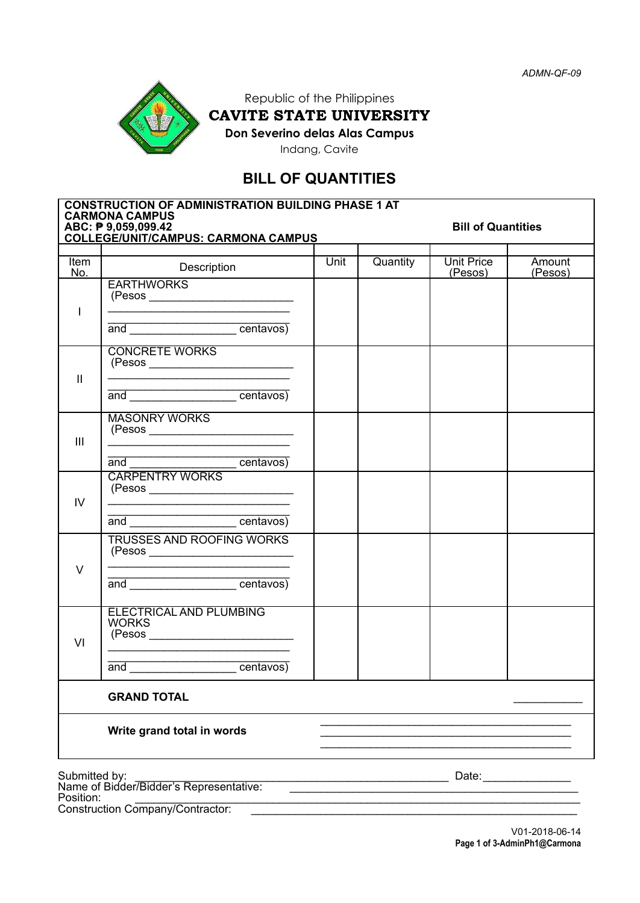ADMN-QF-09

Republic of the Philippines
**CAVITE STATE UNIVERSITY**
**Don Severino delas Alas Campus**
Indang, Cavite

# BILL OF QUANTITIES

**CONSTRUCTION OF ADMINISTRATION BUILDING PHASE 1 AT CARMONA CAMPUS**
**ABC: ₱ 9,059,099.42** **Bill of Quantities**
**COLLEGE/UNIT/CAMPUS: CARMONA CAMPUS**

| Item No. | Description | Unit | Quantity | Unit Price (Pesos) | Amount (Pesos) |
|---|---|---|---|---|---|
| I | EARTHWORKS (Pesos ______________________ ____________________________ and ________________ centavos) | | | | |
| II | CONCRETE WORKS (Pesos ______________________ ____________________________ and ________________ centavos) | | | | |
| III | MASONRY WORKS (Pesos ______________________ ____________________________ and ________________ centavos) | | | | |
| IV | CARPENTRY WORKS (Pesos ______________________ ____________________________ and ________________ centavos) | | | | |
| V | TRUSSES AND ROOFING WORKS (Pesos ______________________ ____________________________ and ________________ centavos) | | | | |
| VI | ELECTRICAL AND PLUMBING WORKS (Pesos ______________________ ____________________________ and ________________ centavos) | | | | |
| | **GRAND TOTAL** | | | | __________ |
| | **Write grand total in words** | ________________________________________ | | | |

Submitted by: ________________________________________________ Date:______________
Name of Bidder/Bidder's Representative: ____________________________________________
Position: ________________________________________________________________
Construction Company/Contractor: ____________________________________________

V01-2018-06-14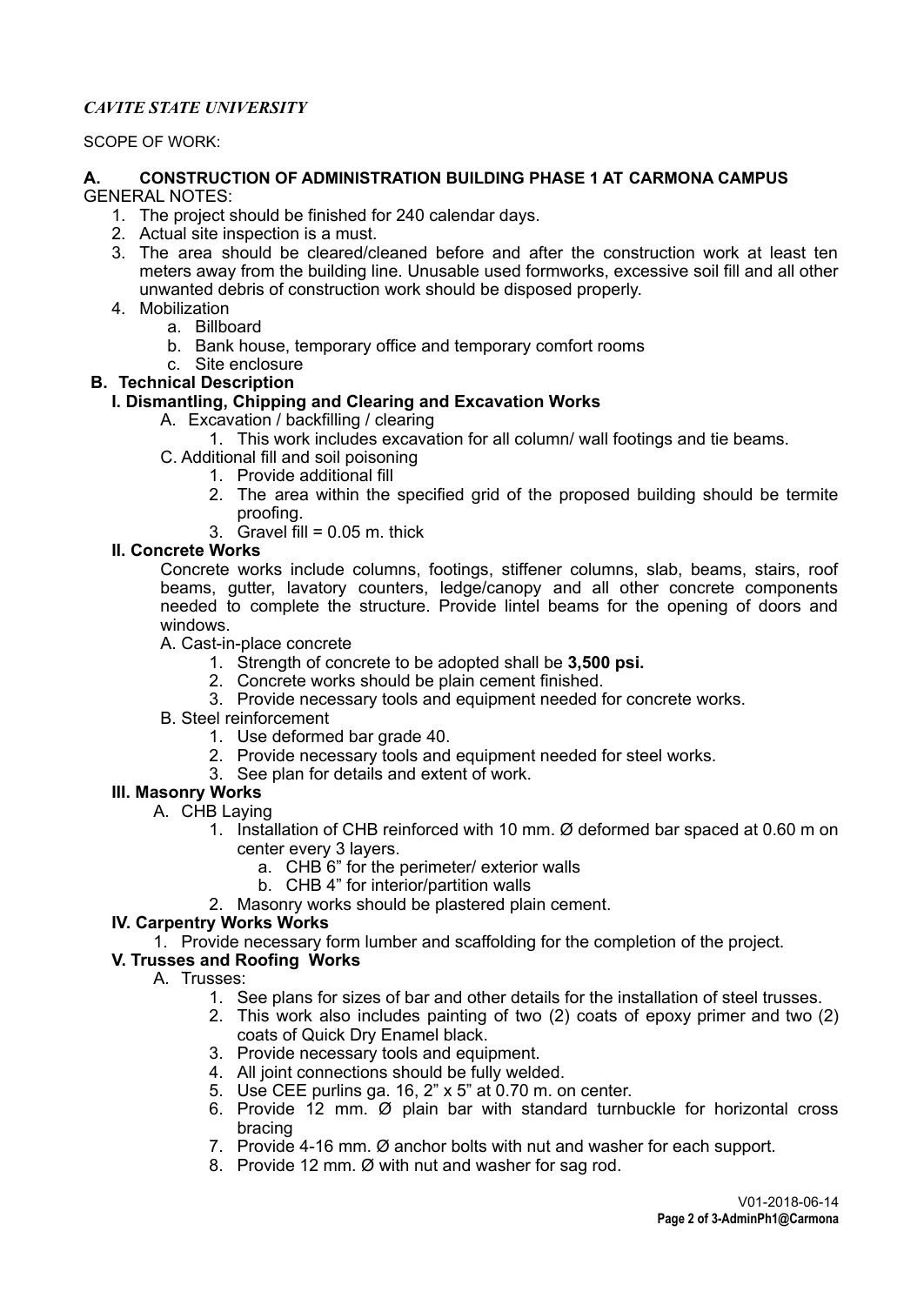*CAVITE STATE UNIVERSITY*

SCOPE OF WORK:

**A. CONSTRUCTION OF ADMINISTRATION BUILDING PHASE 1 AT CARMONA CAMPUS**

GENERAL NOTES:

1. The project should be finished for 240 calendar days.
2. Actual site inspection is a must.
3. The area should be cleared/cleaned before and after the construction work at least ten meters away from the building line. Unusable used formworks, excessive soil fill and all other unwanted debris of construction work should be disposed properly.
4. Mobilization
   a. Billboard
   b. Bank house, temporary office and temporary comfort rooms
   c. Site enclosure

**B. Technical Description**

**I. Dismantling, Chipping and Clearing and Excavation Works**

A. Excavation / backfilling / clearing
   1. This work includes excavation for all column/ wall footings and tie beams.

C. Additional fill and soil poisoning
   1. Provide additional fill
   2. The area within the specified grid of the proposed building should be termite proofing.
   3. Gravel fill = 0.05 m. thick

**II. Concrete Works**

Concrete works include columns, footings, stiffener columns, slab, beams, stairs, roof beams, gutter, lavatory counters, ledge/canopy and all other concrete components needed to complete the structure. Provide lintel beams for the opening of doors and windows.

A. Cast-in-place concrete
   1. Strength of concrete to be adopted shall be **3,500 psi.**
   2. Concrete works should be plain cement finished.
   3. Provide necessary tools and equipment needed for concrete works.

B. Steel reinforcement
   1. Use deformed bar grade 40.
   2. Provide necessary tools and equipment needed for steel works.
   3. See plan for details and extent of work.

**III. Masonry Works**

A. CHB Laying
   1. Installation of CHB reinforced with 10 mm. Ø deformed bar spaced at 0.60 m on center every 3 layers.
      a. CHB 6" for the perimeter/ exterior walls
      b. CHB 4" for interior/partition walls
   2. Masonry works should be plastered plain cement.

**IV. Carpentry Works Works**

1. Provide necessary form lumber and scaffolding for the completion of the project.

**V. Trusses and Roofing Works**

A. Trusses:
   1. See plans for sizes of bar and other details for the installation of steel trusses.
   2. This work also includes painting of two (2) coats of epoxy primer and two (2) coats of Quick Dry Enamel black.
   3. Provide necessary tools and equipment.
   4. All joint connections should be fully welded.
   5. Use CEE purlins ga. 16, 2" x 5" at 0.70 m. on center.
   6. Provide 12 mm. Ø plain bar with standard turnbuckle for horizontal cross bracing
   7. Provide 4-16 mm. Ø anchor bolts with nut and washer for each support.
   8. Provide 12 mm. Ø with nut and washer for sag rod.

V01-2018-06-14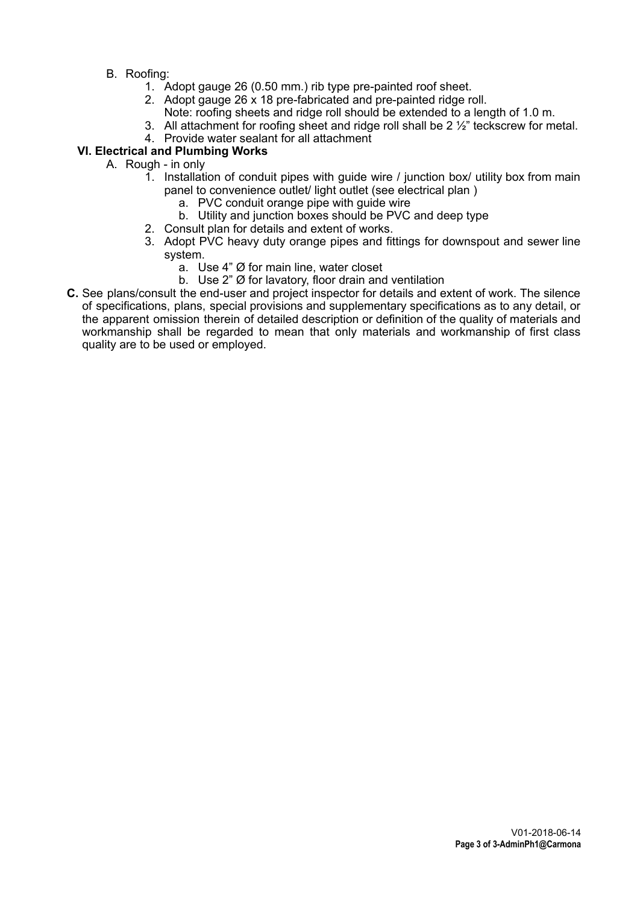B. Roofing:
   1. Adopt gauge 26 (0.50 mm.) rib type pre-painted roof sheet.
   2. Adopt gauge 26 x 18 pre-fabricated and pre-painted ridge roll.
      Note: roofing sheets and ridge roll should be extended to a length of 1.0 m.
   3. All attachment for roofing sheet and ridge roll shall be 2 ½" teckscrew for metal.
   4. Provide water sealant for all attachment

**VI. Electrical and Plumbing Works**

A. Rough - in only
   1. Installation of conduit pipes with guide wire / junction box/ utility box from main panel to convenience outlet/ light outlet (see electrical plan )
      a. PVC conduit orange pipe with guide wire
      b. Utility and junction boxes should be PVC and deep type
   2. Consult plan for details and extent of works.
   3. Adopt PVC heavy duty orange pipes and fittings for downspout and sewer line system.
      a. Use 4" Ø for main line, water closet
      b. Use 2" Ø for lavatory, floor drain and ventilation

**C.** See plans/consult the end-user and project inspector for details and extent of work. The silence of specifications, plans, special provisions and supplementary specifications as to any detail, or the apparent omission therein of detailed description or definition of the quality of materials and workmanship shall be regarded to mean that only materials and workmanship of first class quality are to be used or employed.